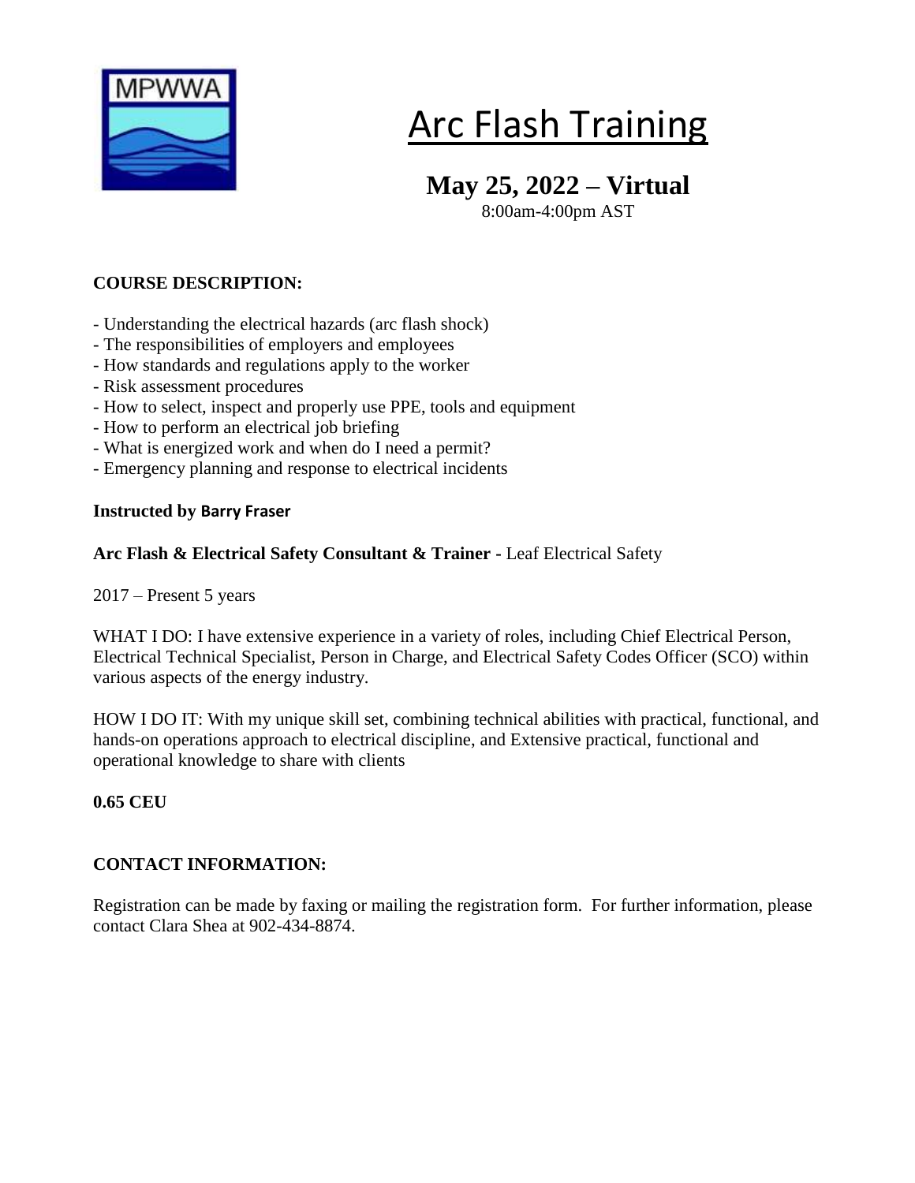MPWWA

# Arc Flash Training

## May 25, 2022 – Virtual

8:00am-4:00pm AST

**COURSE DESCRIPTION:**

- Understanding the electrical hazards (arc flash shock)
- The responsibilities of employers and employees
- How standards and regulations apply to the worker
- Risk assessment procedures
- How to select, inspect and properly use PPE, tools and equipment
- How to perform an electrical job briefing
- What is energized work and when do I need a permit?
- Emergency planning and response to electrical incidents

**Instructed by Barry Fraser**

**Arc Flash & Electrical Safety Consultant & Trainer -** Leaf Electrical Safety

2017 – Present 5 years

WHAT I DO: I have extensive experience in a variety of roles, including Chief Electrical Person, Electrical Technical Specialist, Person in Charge, and Electrical Safety Codes Officer (SCO) within various aspects of the energy industry.

HOW I DO IT: With my unique skill set, combining technical abilities with practical, functional, and hands-on operations approach to electrical discipline, and Extensive practical, functional and operational knowledge to share with clients

**0.65 CEU**

**CONTACT INFORMATION:**

Registration can be made by faxing or mailing the registration form. For further information, please contact Clara Shea at 902-434-8874.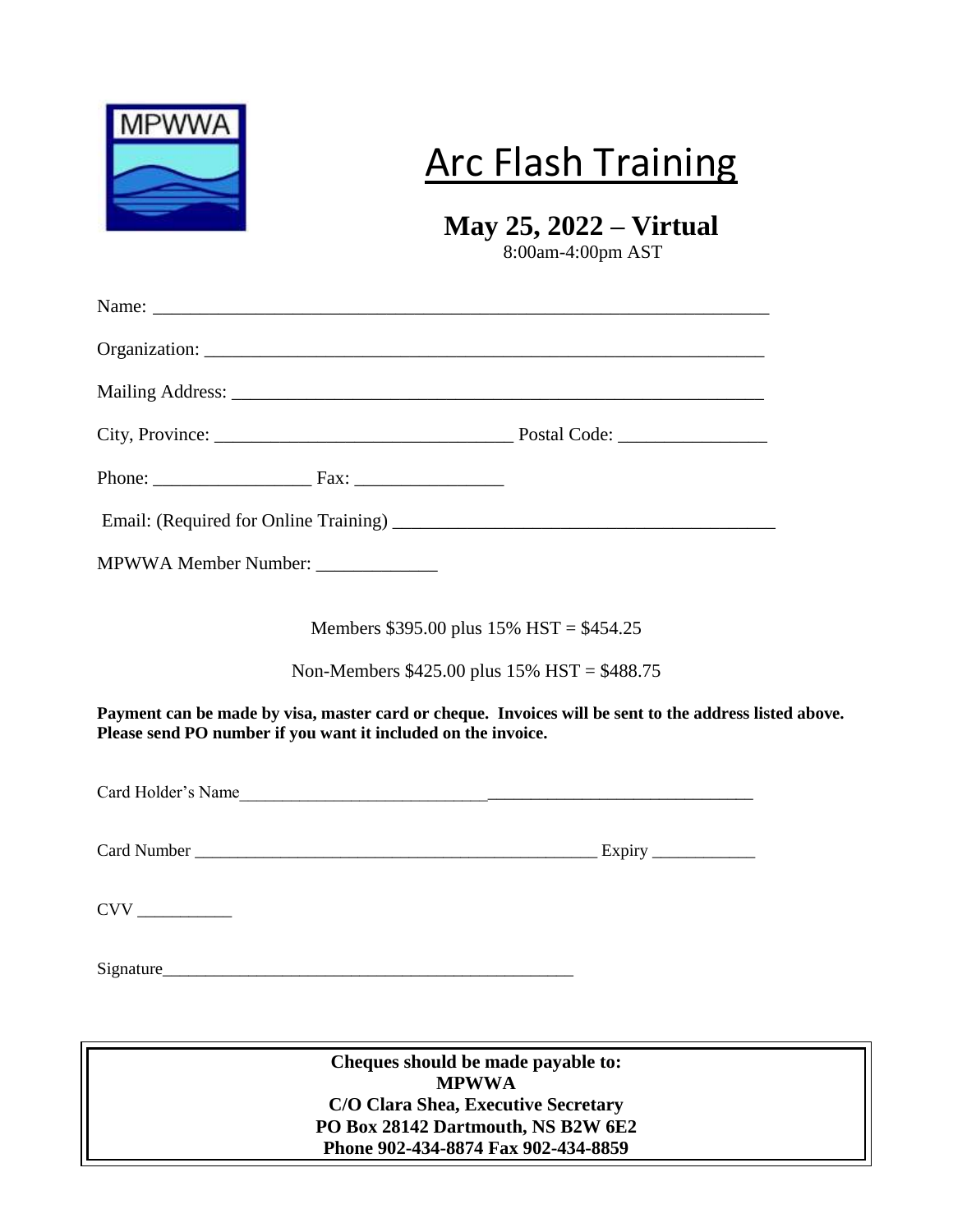MPWWA

# Arc Flash Training

## May 25, 2022 – Virtual

8:00am-4:00pm AST

Name: ___________________________________________________________________

Organization: _____________________________________________________________

Mailing Address: __________________________________________________________

City, Province: ________________________________ Postal Code: _______________

Phone: _________________ Fax: ________________

Email: (Required for Online Training) _________________________________________

MPWWA Member Number: _____________

Members $395.00 plus 15% HST = $454.25

Non-Members $425.00 plus 15% HST = $488.75

**Payment can be made by visa, master card or cheque. Invoices will be sent to the address listed above. Please send PO number if you want it included on the invoice.**

Card Holder's Name_____________________________________________________________

Card Number _________________________________________________ Expiry ____________

CVV ___________

Signature__________________________________________________

**Cheques should be made payable to:**
**MPWWA**
**C/O Clara Shea, Executive Secretary**
**PO Box 28142 Dartmouth, NS B2W 6E2**
**Phone 902-434-8874 Fax 902-434-8859**